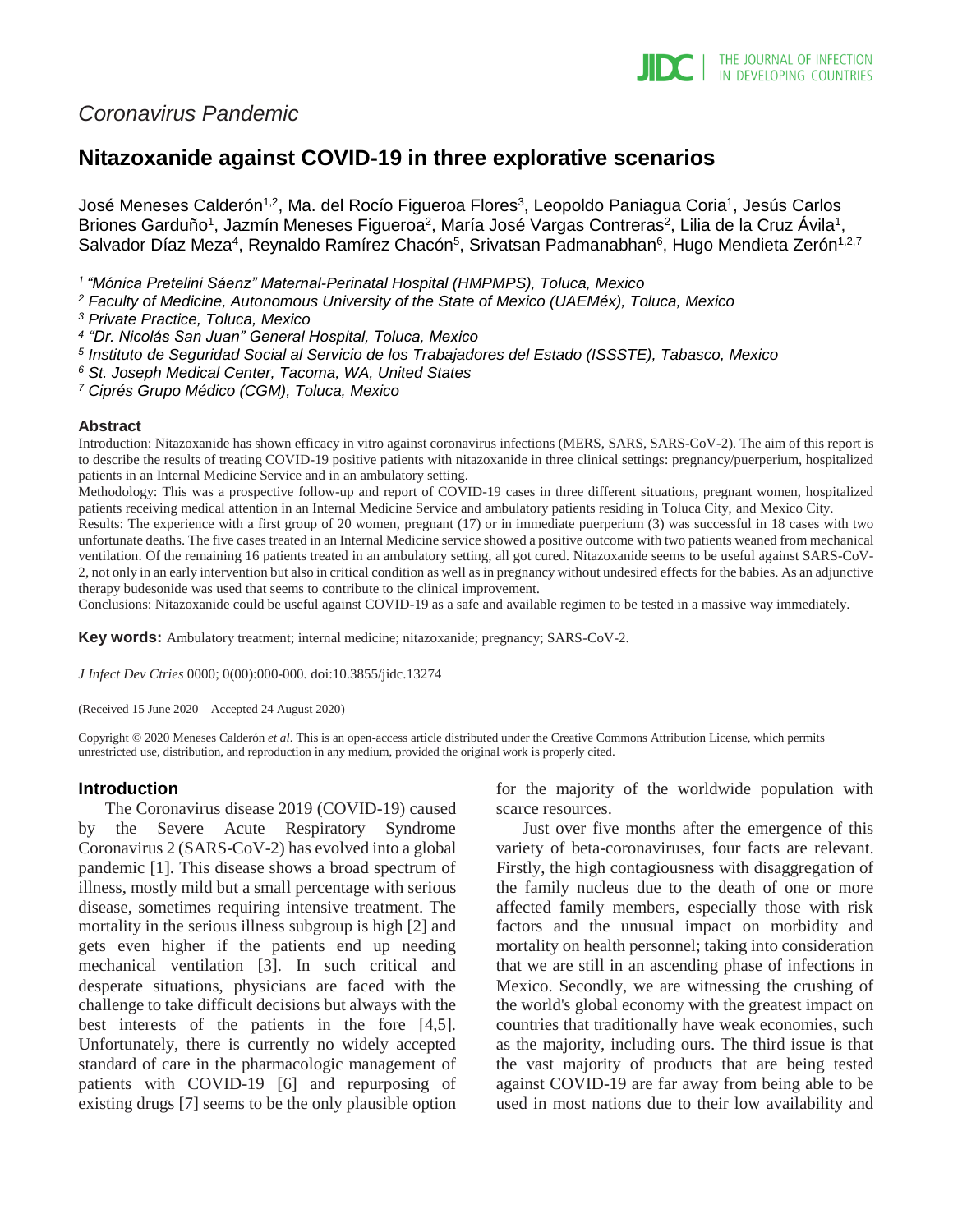*Coronavirus Pandemic*

# Nitazoxanide against COVID-19 in three explorative scenarios

José Meneses Calderón[1,2], Ma. del Rocío Figueroa Flores[3], Leopoldo Paniagua Coria[1], Jesús Carlos Briones Garduño[1], Jazmín Meneses Figueroa[2], María José Vargas Contreras[2], Lilia de la Cruz Ávila[1], Salvador Díaz Meza[4], Reynaldo Ramírez Chacón[5], Srivatsan Padmanabhan[6], Hugo Mendieta Zerón[1,2,7]

*[1] "Mónica Pretelini Sáenz" Maternal-Perinatal Hospital (HMPMPS), Toluca, Mexico*
*[2] Faculty of Medicine, Autonomous University of the State of Mexico (UAEMéx), Toluca, Mexico*
*[3] Private Practice, Toluca, Mexico*
*[4] "Dr. Nicolás San Juan" General Hospital, Toluca, Mexico*
*[5] Instituto de Seguridad Social al Servicio de los Trabajadores del Estado (ISSSTE), Tabasco, Mexico*
*[6] St. Joseph Medical Center, Tacoma, WA, United States*
*[7] Ciprés Grupo Médico (CGM), Toluca, Mexico*

### Abstract

Introduction: Nitazoxanide has shown efficacy in vitro against coronavirus infections (MERS, SARS, SARS-CoV-2). The aim of this report is to describe the results of treating COVID-19 positive patients with nitazoxanide in three clinical settings: pregnancy/puerperium, hospitalized patients in an Internal Medicine Service and in an ambulatory setting.

Methodology: This was a prospective follow-up and report of COVID-19 cases in three different situations, pregnant women, hospitalized patients receiving medical attention in an Internal Medicine Service and ambulatory patients residing in Toluca City, and Mexico City.

Results: The experience with a first group of 20 women, pregnant (17) or in immediate puerperium (3) was successful in 18 cases with two unfortunate deaths. The five cases treated in an Internal Medicine service showed a positive outcome with two patients weaned from mechanical ventilation. Of the remaining 16 patients treated in an ambulatory setting, all got cured. Nitazoxanide seems to be useful against SARS-CoV-2, not only in an early intervention but also in critical condition as well as in pregnancy without undesired effects for the babies. As an adjunctive therapy budesonide was used that seems to contribute to the clinical improvement.

Conclusions: Nitazoxanide could be useful against COVID-19 as a safe and available regimen to be tested in a massive way immediately.

**Key words:** Ambulatory treatment; internal medicine; nitazoxanide; pregnancy; SARS-CoV-2.

*J Infect Dev Ctries* 0000; 0(00):000-000. doi:10.3855/jidc.13274

(Received 15 June 2020 – Accepted 24 August 2020)

Copyright © 2020 Meneses Calderón *et al*. This is an open-access article distributed under the Creative Commons Attribution License, which permits unrestricted use, distribution, and reproduction in any medium, provided the original work is properly cited.

## Introduction

The Coronavirus disease 2019 (COVID-19) caused by the Severe Acute Respiratory Syndrome Coronavirus 2 (SARS-CoV-2) has evolved into a global pandemic [1]. This disease shows a broad spectrum of illness, mostly mild but a small percentage with serious disease, sometimes requiring intensive treatment. The mortality in the serious illness subgroup is high [2] and gets even higher if the patients end up needing mechanical ventilation [3]. In such critical and desperate situations, physicians are faced with the challenge to take difficult decisions but always with the best interests of the patients in the fore [4,5]. Unfortunately, there is currently no widely accepted standard of care in the pharmacologic management of patients with COVID-19 [6] and repurposing of existing drugs [7] seems to be the only plausible option for the majority of the worldwide population with scarce resources.

Just over five months after the emergence of this variety of beta-coronaviruses, four facts are relevant. Firstly, the high contagiousness with disaggregation of the family nucleus due to the death of one or more affected family members, especially those with risk factors and the unusual impact on morbidity and mortality on health personnel; taking into consideration that we are still in an ascending phase of infections in Mexico. Secondly, we are witnessing the crushing of the world's global economy with the greatest impact on countries that traditionally have weak economies, such as the majority, including ours. The third issue is that the vast majority of products that are being tested against COVID-19 are far away from being able to be used in most nations due to their low availability and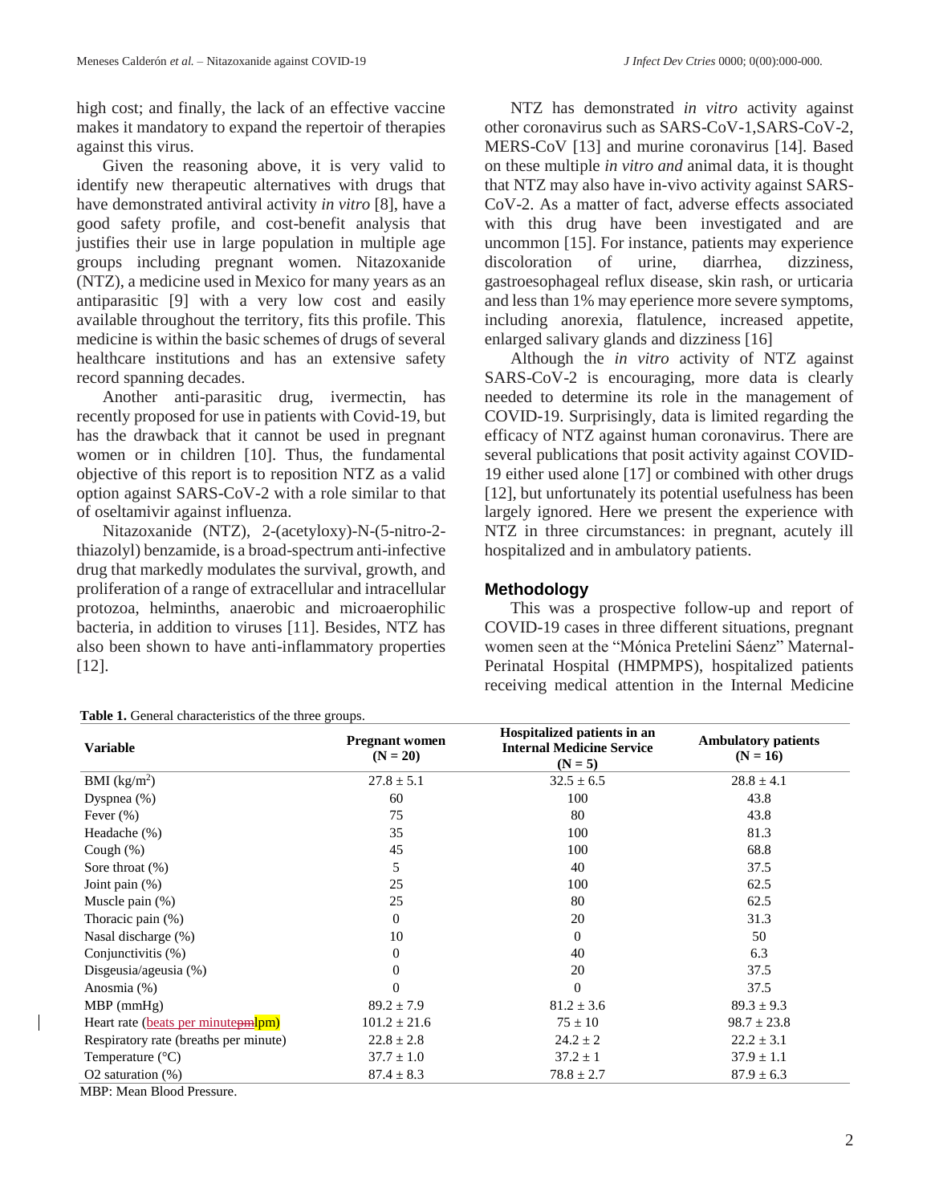high cost; and finally, the lack of an effective vaccine makes it mandatory to expand the repertoir of therapies against this virus.

Given the reasoning above, it is very valid to identify new therapeutic alternatives with drugs that have demonstrated antiviral activity *in vitro* [8], have a good safety profile, and cost-benefit analysis that justifies their use in large population in multiple age groups including pregnant women. Nitazoxanide (NTZ), a medicine used in Mexico for many years as an antiparasitic [9] with a very low cost and easily available throughout the territory, fits this profile. This medicine is within the basic schemes of drugs of several healthcare institutions and has an extensive safety record spanning decades.

Another anti-parasitic drug, ivermectin, has recently proposed for use in patients with Covid-19, but has the drawback that it cannot be used in pregnant women or in children [10]. Thus, the fundamental objective of this report is to reposition NTZ as a valid option against SARS-CoV-2 with a role similar to that of oseltamivir against influenza.

Nitazoxanide (NTZ), 2-(acetyloxy)-N-(5-nitro-2-thiazolyl) benzamide, is a broad-spectrum anti-infective drug that markedly modulates the survival, growth, and proliferation of a range of extracellular and intracellular protozoa, helminths, anaerobic and microaerophilic bacteria, in addition to viruses [11]. Besides, NTZ has also been shown to have anti-inflammatory properties [12].

NTZ has demonstrated *in vitro* activity against other coronavirus such as SARS-CoV-1,SARS-CoV-2, MERS-CoV [13] and murine coronavirus [14]. Based on these multiple *in vitro and* animal data, it is thought that NTZ may also have in-vivo activity against SARS-CoV-2. As a matter of fact, adverse effects associated with this drug have been investigated and are uncommon [15]. For instance, patients may experience discoloration of urine, diarrhea, dizziness, gastroesophageal reflux disease, skin rash, or urticaria and less than 1% may eperience more severe symptoms, including anorexia, flatulence, increased appetite, enlarged salivary glands and dizziness [16]

Although the *in vitro* activity of NTZ against SARS-CoV-2 is encouraging, more data is clearly needed to determine its role in the management of COVID-19. Surprisingly, data is limited regarding the efficacy of NTZ against human coronavirus. There are several publications that posit activity against COVID-19 either used alone [17] or combined with other drugs [12], but unfortunately its potential usefulness has been largely ignored. Here we present the experience with NTZ in three circumstances: in pregnant, acutely ill hospitalized and in ambulatory patients.

## Methodology

This was a prospective follow-up and report of COVID-19 cases in three different situations, pregnant women seen at the "Mónica Pretelini Sáenz" Maternal-Perinatal Hospital (HMPMPS), hospitalized patients receiving medical attention in the Internal Medicine

**Table 1.** General characteristics of the three groups.

| Variable | Pregnant women (N = 20) | Hospitalized patients in an Internal Medicine Service (N = 5) | Ambulatory patients (N = 16) |
|---|---|---|---|
| BMI (kg/m$^2$) | 27.8 ± 5.1 | 32.5 ± 6.5 | 28.8 ± 4.1 |
| Dyspnea (%) | 60 | 100 | 43.8 |
| Fever (%) | 75 | 80 | 43.8 |
| Headache (%) | 35 | 100 | 81.3 |
| Cough (%) | 45 | 100 | 68.8 |
| Sore throat (%) | 5 | 40 | 37.5 |
| Joint pain (%) | 25 | 100 | 62.5 |
| Muscle pain (%) | 25 | 80 | 62.5 |
| Thoracic pain (%) | 0 | 20 | 31.3 |
| Nasal discharge (%) | 10 | 0 | 50 |
| Conjunctivitis (%) | 0 | 40 | 6.3 |
| Disgeusia/ageusia (%) | 0 | 20 | 37.5 |
| Anosmia (%) | 0 | 0 | 37.5 |
| MBP (mmHg) | 89.2 ± 7.9 | 81.2 ± 3.6 | 89.3 ± 9.3 |
| Heart rate (beats per minute) | 101.2 ± 21.6 | 75 ± 10 | 98.7 ± 23.8 |
| Respiratory rate (breaths per minute) | 22.8 ± 2.8 | 24.2 ± 2 | 22.2 ± 3.1 |
| Temperature (°C) | 37.7 ± 1.0 | 37.2 ± 1 | 37.9 ± 1.1 |
| O2 saturation (%) | 87.4 ± 8.3 | 78.8 ± 2.7 | 87.9 ± 6.3 |

MBP: Mean Blood Pressure.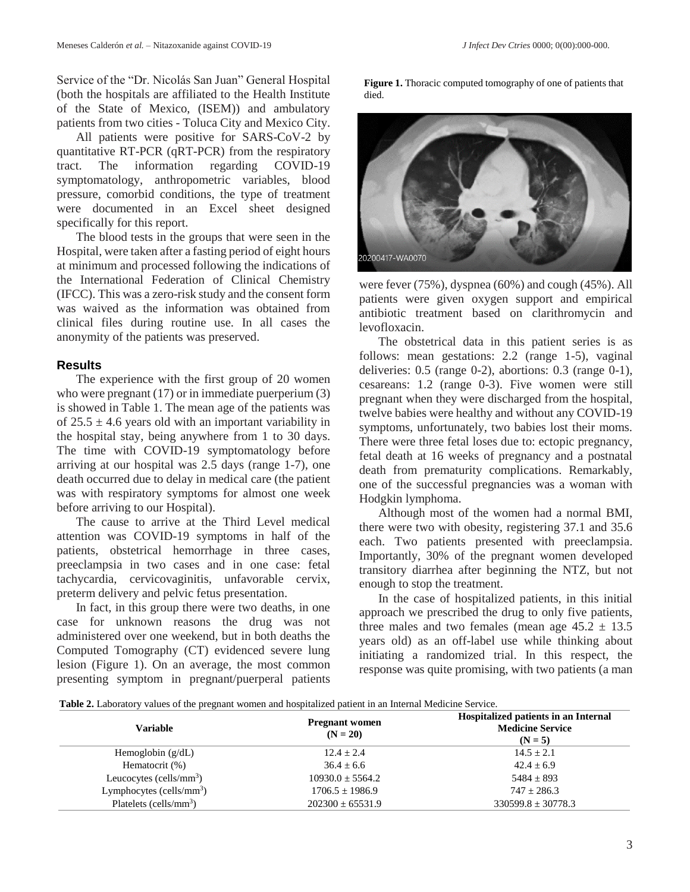Service of the "Dr. Nicolás San Juan" General Hospital (both the hospitals are affiliated to the Health Institute of the State of Mexico, (ISEM)) and ambulatory patients from two cities - Toluca City and Mexico City.

All patients were positive for SARS-CoV-2 by quantitative RT-PCR (qRT-PCR) from the respiratory tract. The information regarding COVID-19 symptomatology, anthropometric variables, blood pressure, comorbid conditions, the type of treatment were documented in an Excel sheet designed specifically for this report.

The blood tests in the groups that were seen in the Hospital, were taken after a fasting period of eight hours at minimum and processed following the indications of the International Federation of Clinical Chemistry (IFCC). This was a zero-risk study and the consent form was waived as the information was obtained from clinical files during routine use. In all cases the anonymity of the patients was preserved.

## Results

The experience with the first group of 20 women who were pregnant (17) or in immediate puerperium (3) is showed in Table 1. The mean age of the patients was of 25.5 ± 4.6 years old with an important variability in the hospital stay, being anywhere from 1 to 30 days. The time with COVID-19 symptomatology before arriving at our hospital was 2.5 days (range 1-7), one death occurred due to delay in medical care (the patient was with respiratory symptoms for almost one week before arriving to our Hospital).

The cause to arrive at the Third Level medical attention was COVID-19 symptoms in half of the patients, obstetrical hemorrhage in three cases, preeclampsia in two cases and in one case: fetal tachycardia, cervicovaginitis, unfavorable cervix, preterm delivery and pelvic fetus presentation.

In fact, in this group there were two deaths, in one case for unknown reasons the drug was not administered over one weekend, but in both deaths the Computed Tomography (CT) evidenced severe lung lesion (Figure 1). On an average, the most common presenting symptom in pregnant/puerperal patients were fever (75%), dyspnea (60%) and cough (45%). All patients were given oxygen support and empirical antibiotic treatment based on clarithromycin and levofloxacin.

**Figure 1.** Thoracic computed tomography of one of patients that died.

The obstetrical data in this patient series is as follows: mean gestations: 2.2 (range 1-5), vaginal deliveries: 0.5 (range 0-2), abortions: 0.3 (range 0-1), cesareans: 1.2 (range 0-3). Five women were still pregnant when they were discharged from the hospital, twelve babies were healthy and without any COVID-19 symptoms, unfortunately, two babies lost their moms. There were three fetal loses due to: ectopic pregnancy, fetal death at 16 weeks of pregnancy and a postnatal death from prematurity complications. Remarkably, one of the successful pregnancies was a woman with Hodgkin lymphoma.

Although most of the women had a normal BMI, there were two with obesity, registering 37.1 and 35.6 each. Two patients presented with preeclampsia. Importantly, 30% of the pregnant women developed transitory diarrhea after beginning the NTZ, but not enough to stop the treatment.

In the case of hospitalized patients, in this initial approach we prescribed the drug to only five patients, three males and two females (mean age 45.2 ± 13.5 years old) as an off-label use while thinking about initiating a randomized trial. In this respect, the response was quite promising, with two patients (a man

**Table 2.** Laboratory values of the pregnant women and hospitalized patient in an Internal Medicine Service.

| Variable | Pregnant women (N = 20) | Hospitalized patients in an Internal Medicine Service (N = 5) |
|---|---|---|
| Hemoglobin (g/dL) | 12.4 ± 2.4 | 14.5 ± 2.1 |
| Hematocrit (%) | 36.4 ± 6.6 | 42.4 ± 6.9 |
| Leucocytes (cells/mm$^3$) | 10930.0 ± 5564.2 | 5484 ± 893 |
| Lymphocytes (cells/mm$^3$) | 1706.5 ± 1986.9 | 747 ± 286.3 |
| Platelets (cells/mm$^3$) | 202300 ± 65531.9 | 330599.8 ± 30778.3 |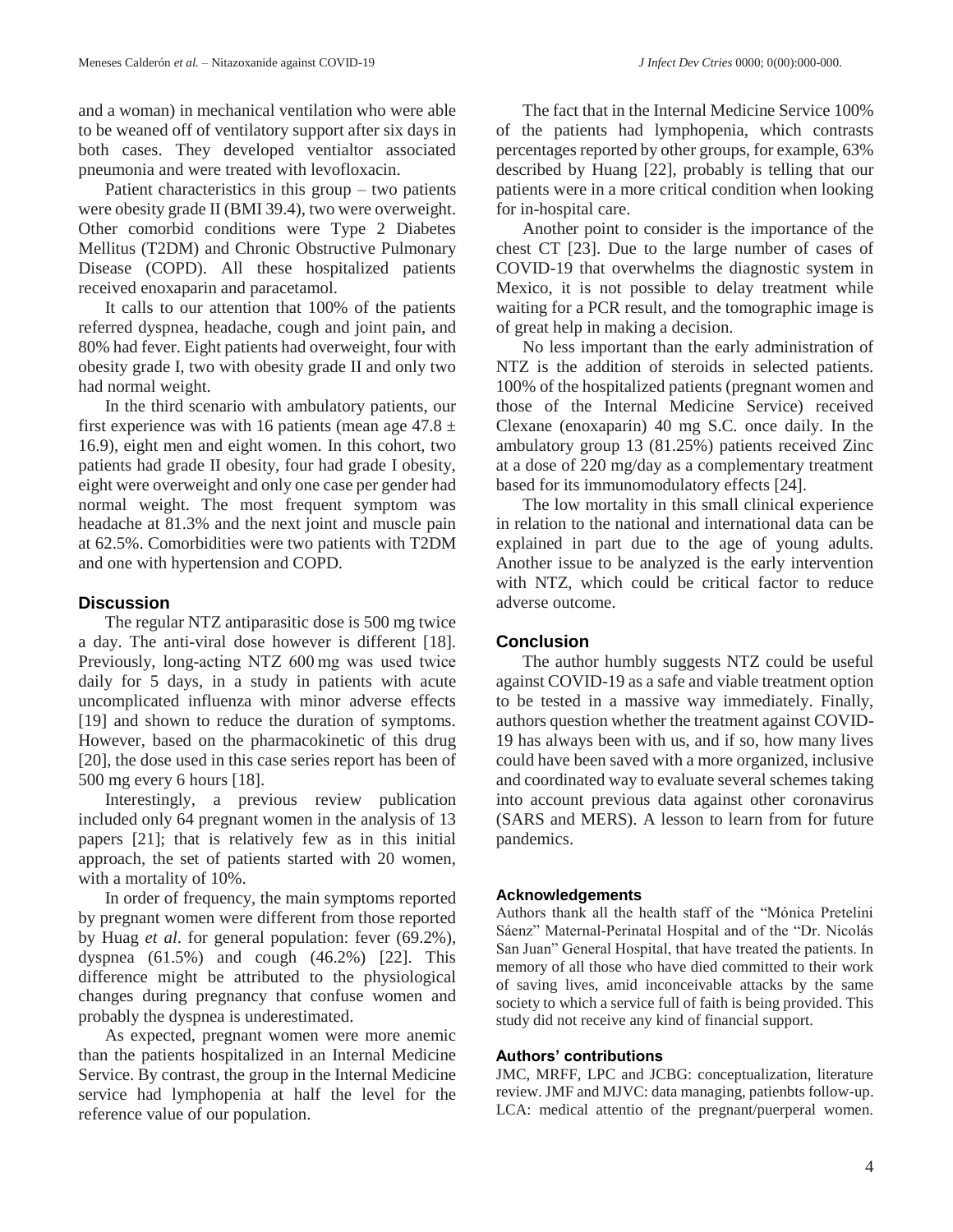and a woman) in mechanical ventilation who were able to be weaned off of ventilatory support after six days in both cases. They developed ventialtor associated pneumonia and were treated with levofloxacin.

Patient characteristics in this group – two patients were obesity grade II (BMI 39.4), two were overweight. Other comorbid conditions were Type 2 Diabetes Mellitus (T2DM) and Chronic Obstructive Pulmonary Disease (COPD). All these hospitalized patients received enoxaparin and paracetamol.

It calls to our attention that 100% of the patients referred dyspnea, headache, cough and joint pain, and 80% had fever. Eight patients had overweight, four with obesity grade I, two with obesity grade II and only two had normal weight.

In the third scenario with ambulatory patients, our first experience was with 16 patients (mean age 47.8 ± 16.9), eight men and eight women. In this cohort, two patients had grade II obesity, four had grade I obesity, eight were overweight and only one case per gender had normal weight. The most frequent symptom was headache at 81.3% and the next joint and muscle pain at 62.5%. Comorbidities were two patients with T2DM and one with hypertension and COPD.

## Discussion

The regular NTZ antiparasitic dose is 500 mg twice a day. The anti-viral dose however is different [18]. Previously, long-acting NTZ 600 mg was used twice daily for 5 days, in a study in patients with acute uncomplicated influenza with minor adverse effects [19] and shown to reduce the duration of symptoms. However, based on the pharmacokinetic of this drug [20], the dose used in this case series report has been of 500 mg every 6 hours [18].

Interestingly, a previous review publication included only 64 pregnant women in the analysis of 13 papers [21]; that is relatively few as in this initial approach, the set of patients started with 20 women, with a mortality of 10%.

In order of frequency, the main symptoms reported by pregnant women were different from those reported by Huag *et al*. for general population: fever (69.2%), dyspnea (61.5%) and cough (46.2%) [22]. This difference might be attributed to the physiological changes during pregnancy that confuse women and probably the dyspnea is underestimated.

As expected, pregnant women were more anemic than the patients hospitalized in an Internal Medicine Service. By contrast, the group in the Internal Medicine service had lymphopenia at half the level for the reference value of our population.

The fact that in the Internal Medicine Service 100% of the patients had lymphopenia, which contrasts percentages reported by other groups, for example, 63% described by Huang [22], probably is telling that our patients were in a more critical condition when looking for in-hospital care.

Another point to consider is the importance of the chest CT [23]. Due to the large number of cases of COVID-19 that overwhelms the diagnostic system in Mexico, it is not possible to delay treatment while waiting for a PCR result, and the tomographic image is of great help in making a decision.

No less important than the early administration of NTZ is the addition of steroids in selected patients. 100% of the hospitalized patients (pregnant women and those of the Internal Medicine Service) received Clexane (enoxaparin) 40 mg S.C. once daily. In the ambulatory group 13 (81.25%) patients received Zinc at a dose of 220 mg/day as a complementary treatment based for its immunomodulatory effects [24].

The low mortality in this small clinical experience in relation to the national and international data can be explained in part due to the age of young adults. Another issue to be analyzed is the early intervention with NTZ, which could be critical factor to reduce adverse outcome.

## Conclusion

The author humbly suggests NTZ could be useful against COVID-19 as a safe and viable treatment option to be tested in a massive way immediately. Finally, authors question whether the treatment against COVID-19 has always been with us, and if so, how many lives could have been saved with a more organized, inclusive and coordinated way to evaluate several schemes taking into account previous data against other coronavirus (SARS and MERS). A lesson to learn from for future pandemics.

#### Acknowledgements

Authors thank all the health staff of the "Mónica Pretelini Sáenz" Maternal-Perinatal Hospital and of the "Dr. Nicolás San Juan" General Hospital, that have treated the patients. In memory of all those who have died committed to their work of saving lives, amid inconceivable attacks by the same society to which a service full of faith is being provided. This study did not receive any kind of financial support.

#### Authors' contributions

JMC, MRFF, LPC and JCBG: conceptualization, literature review. JMF and MJVC: data managing, patienbts follow-up. LCA: medical attentio of the pregnant/puerperal women.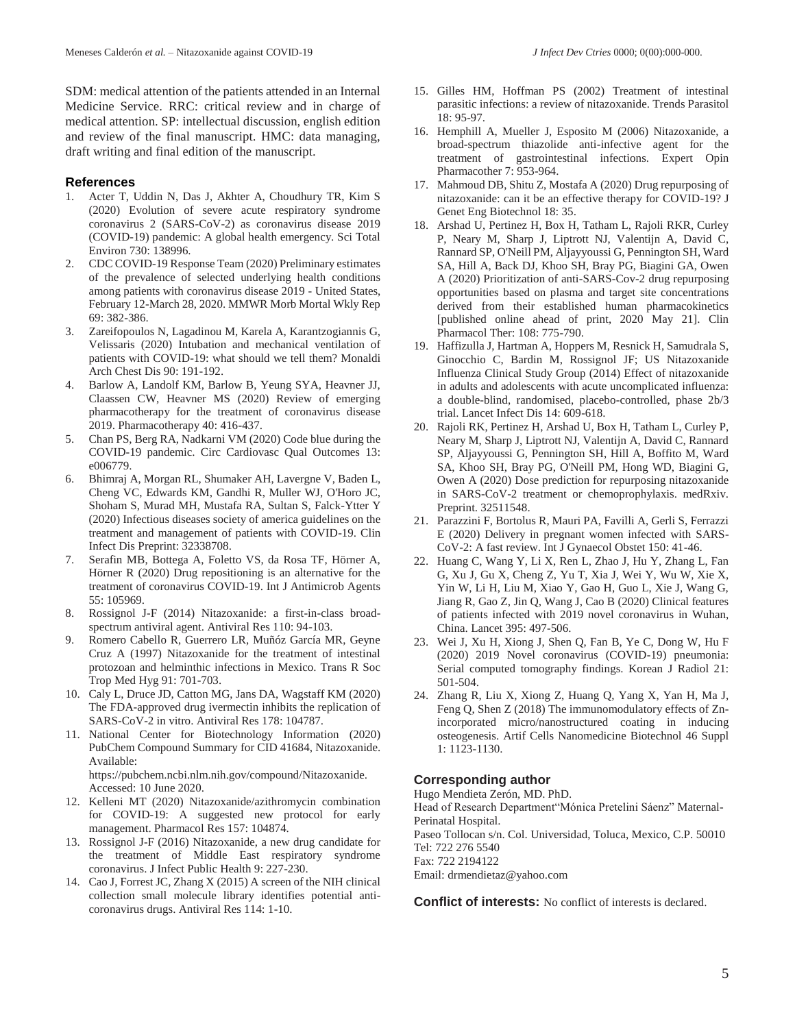SDM: medical attention of the patients attended in an Internal Medicine Service. RRC: critical review and in charge of medical attention. SP: intellectual discussion, english edition and review of the final manuscript. HMC: data managing, draft writing and final edition of the manuscript.

## References

1. Acter T, Uddin N, Das J, Akhter A, Choudhury TR, Kim S (2020) Evolution of severe acute respiratory syndrome coronavirus 2 (SARS-CoV-2) as coronavirus disease 2019 (COVID-19) pandemic: A global health emergency. Sci Total Environ 730: 138996.
2. CDC COVID-19 Response Team (2020) Preliminary estimates of the prevalence of selected underlying health conditions among patients with coronavirus disease 2019 - United States, February 12-March 28, 2020. MMWR Morb Mortal Wkly Rep 69: 382-386.
3. Zareifopoulos N, Lagadinou M, Karela A, Karantzogiannis G, Velissaris (2020) Intubation and mechanical ventilation of patients with COVID-19: what should we tell them? Monaldi Arch Chest Dis 90: 191-192.
4. Barlow A, Landolf KM, Barlow B, Yeung SYA, Heavner JJ, Claassen CW, Heavner MS (2020) Review of emerging pharmacotherapy for the treatment of coronavirus disease 2019. Pharmacotherapy 40: 416-437.
5. Chan PS, Berg RA, Nadkarni VM (2020) Code blue during the COVID-19 pandemic. Circ Cardiovasc Qual Outcomes 13: e006779.
6. Bhimraj A, Morgan RL, Shumaker AH, Lavergne V, Baden L, Cheng VC, Edwards KM, Gandhi R, Muller WJ, O'Horo JC, Shoham S, Murad MH, Mustafa RA, Sultan S, Falck-Ytter Y (2020) Infectious diseases society of america guidelines on the treatment and management of patients with COVID-19. Clin Infect Dis Preprint: 32338708.
7. Serafin MB, Bottega A, Foletto VS, da Rosa TF, Hörner A, Hörner R (2020) Drug repositioning is an alternative for the treatment of coronavirus COVID-19. Int J Antimicrob Agents 55: 105969.
8. Rossignol J-F (2014) Nitazoxanide: a first-in-class broad-spectrum antiviral agent. Antiviral Res 110: 94-103.
9. Romero Cabello R, Guerrero LR, Muñóz García MR, Geyne Cruz A (1997) Nitazoxanide for the treatment of intestinal protozoan and helminthic infections in Mexico. Trans R Soc Trop Med Hyg 91: 701-703.
10. Caly L, Druce JD, Catton MG, Jans DA, Wagstaff KM (2020) The FDA-approved drug ivermectin inhibits the replication of SARS-CoV-2 in vitro. Antiviral Res 178: 104787.
11. National Center for Biotechnology Information (2020) PubChem Compound Summary for CID 41684, Nitazoxanide. Available: https://pubchem.ncbi.nlm.nih.gov/compound/Nitazoxanide. Accessed: 10 June 2020.
12. Kelleni MT (2020) Nitazoxanide/azithromycin combination for COVID-19: A suggested new protocol for early management. Pharmacol Res 157: 104874.
13. Rossignol J-F (2016) Nitazoxanide, a new drug candidate for the treatment of Middle East respiratory syndrome coronavirus. J Infect Public Health 9: 227-230.
14. Cao J, Forrest JC, Zhang X (2015) A screen of the NIH clinical collection small molecule library identifies potential anti-coronavirus drugs. Antiviral Res 114: 1-10.
15. Gilles HM, Hoffman PS (2002) Treatment of intestinal parasitic infections: a review of nitazoxanide. Trends Parasitol 18: 95-97.
16. Hemphill A, Mueller J, Esposito M (2006) Nitazoxanide, a broad-spectrum thiazolide anti-infective agent for the treatment of gastrointestinal infections. Expert Opin Pharmacother 7: 953-964.
17. Mahmoud DB, Shitu Z, Mostafa A (2020) Drug repurposing of nitazoxanide: can it be an effective therapy for COVID-19? J Genet Eng Biotechnol 18: 35.
18. Arshad U, Pertinez H, Box H, Tatham L, Rajoli RKR, Curley P, Neary M, Sharp J, Liptrott NJ, Valentijn A, David C, Rannard SP, O'Neill PM, Aljayyoussi G, Pennington SH, Ward SA, Hill A, Back DJ, Khoo SH, Bray PG, Biagini GA, Owen A (2020) Prioritization of anti-SARS-Cov-2 drug repurposing opportunities based on plasma and target site concentrations derived from their established human pharmacokinetics [published online ahead of print, 2020 May 21]. Clin Pharmacol Ther: 108: 775-790.
19. Haffizulla J, Hartman A, Hoppers M, Resnick H, Samudrala S, Ginocchio C, Bardin M, Rossignol JF; US Nitazoxanide Influenza Clinical Study Group (2014) Effect of nitazoxanide in adults and adolescents with acute uncomplicated influenza: a double-blind, randomised, placebo-controlled, phase 2b/3 trial. Lancet Infect Dis 14: 609-618.
20. Rajoli RK, Pertinez H, Arshad U, Box H, Tatham L, Curley P, Neary M, Sharp J, Liptrott NJ, Valentijn A, David C, Rannard SP, Aljayyoussi G, Pennington SH, Hill A, Boffito M, Ward SA, Khoo SH, Bray PG, O'Neill PM, Hong WD, Biagini G, Owen A (2020) Dose prediction for repurposing nitazoxanide in SARS-CoV-2 treatment or chemoprophylaxis. medRxiv. Preprint. 32511548.
21. Parazzini F, Bortolus R, Mauri PA, Favilli A, Gerli S, Ferrazzi E (2020) Delivery in pregnant women infected with SARS-CoV-2: A fast review. Int J Gynaecol Obstet 150: 41-46.
22. Huang C, Wang Y, Li X, Ren L, Zhao J, Hu Y, Zhang L, Fan G, Xu J, Gu X, Cheng Z, Yu T, Xia J, Wei Y, Wu W, Xie X, Yin W, Li H, Liu M, Xiao Y, Gao H, Guo L, Xie J, Wang G, Jiang R, Gao Z, Jin Q, Wang J, Cao B (2020) Clinical features of patients infected with 2019 novel coronavirus in Wuhan, China. Lancet 395: 497-506.
23. Wei J, Xu H, Xiong J, Shen Q, Fan B, Ye C, Dong W, Hu F (2020) 2019 Novel coronavirus (COVID-19) pneumonia: Serial computed tomography findings. Korean J Radiol 21: 501-504.
24. Zhang R, Liu X, Xiong Z, Huang Q, Yang X, Yan H, Ma J, Feng Q, Shen Z (2018) The immunomodulatory effects of Zn-incorporated micro/nanostructured coating in inducing osteogenesis. Artif Cells Nanomedicine Biotechnol 46 Suppl 1: 1123-1130.

## Corresponding author

Hugo Mendieta Zerón, MD. PhD.
Head of Research Department"Mónica Pretelini Sáenz" Maternal-Perinatal Hospital.
Paseo Tollocan s/n. Col. Universidad, Toluca, Mexico, C.P. 50010
Tel: 722 276 5540
Fax: 722 2194122
Email: drmendietaz@yahoo.com

**Conflict of interests:** No conflict of interests is declared.